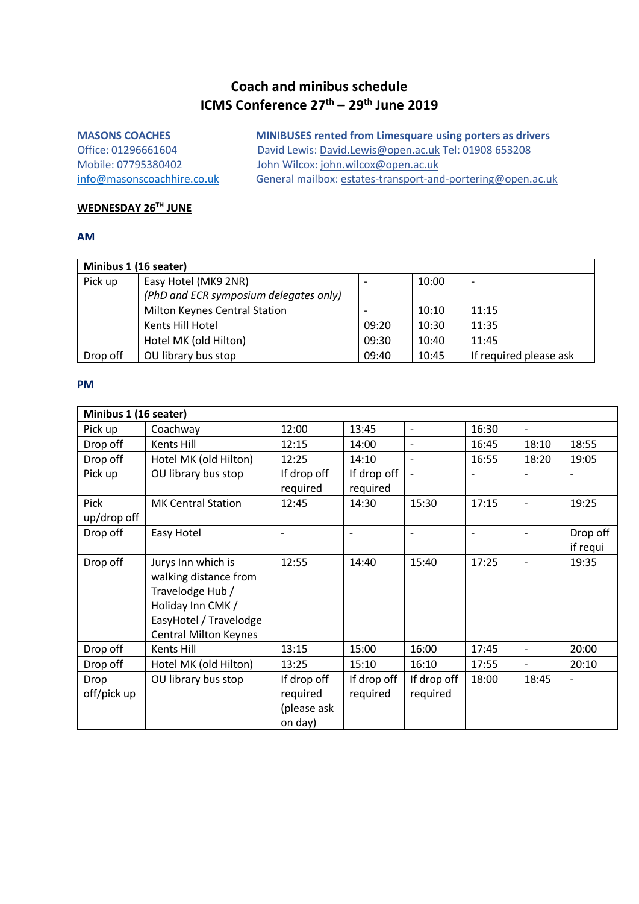# Coach and minibus schedule
## ICMS Conference 27th – 29th June 2019

**MASONS COACHES**
Office: 01296661604
Mobile: 07795380402
info@masonscoachhire.co.uk

**MINIBUSES rented from Limesquare using porters as drivers**
David Lewis: David.Lewis@open.ac.uk Tel: 01908 653208
John Wilcox: john.wilcox@open.ac.uk
General mailbox: estates-transport-and-portering@open.ac.uk

**WEDNESDAY 26TH JUNE**

**AM**

| Minibus 1 (16 seater) | | | | |
|---|---|---|---|---|
| Pick up | Easy Hotel (MK9 2NR) *(PhD and ECR symposium delegates only)* | - | 10:00 | - |
| | Milton Keynes Central Station | - | 10:10 | 11:15 |
| | Kents Hill Hotel | 09:20 | 10:30 | 11:35 |
| | Hotel MK (old Hilton) | 09:30 | 10:40 | 11:45 |
| Drop off | OU library bus stop | 09:40 | 10:45 | If required please ask |

**PM**

| Minibus 1 (16 seater) | | | | | | | |
|---|---|---|---|---|---|---|---|
| Pick up | Coachway | 12:00 | 13:45 | - | 16:30 | - | |
| Drop off | Kents Hill | 12:15 | 14:00 | - | 16:45 | 18:10 | 18:55 |
| Drop off | Hotel MK (old Hilton) | 12:25 | 14:10 | - | 16:55 | 18:20 | 19:05 |
| Pick up | OU library bus stop | If drop off required | If drop off required | - | - | - | - |
| Pick up/drop off | MK Central Station | 12:45 | 14:30 | 15:30 | 17:15 | - | 19:25 |
| Drop off | Easy Hotel | - | - | - | - | - | Drop off if requi |
| Drop off | Jurys Inn which is walking distance from Travelodge Hub / Holiday Inn CMK / EasyHotel / Travelodge Central Milton Keynes | 12:55 | 14:40 | 15:40 | 17:25 | - | 19:35 |
| Drop off | Kents Hill | 13:15 | 15:00 | 16:00 | 17:45 | - | 20:00 |
| Drop off | Hotel MK (old Hilton) | 13:25 | 15:10 | 16:10 | 17:55 | - | 20:10 |
| Drop off/pick up | OU library bus stop | If drop off required (please ask on day) | If drop off required | If drop off required | 18:00 | 18:45 | - |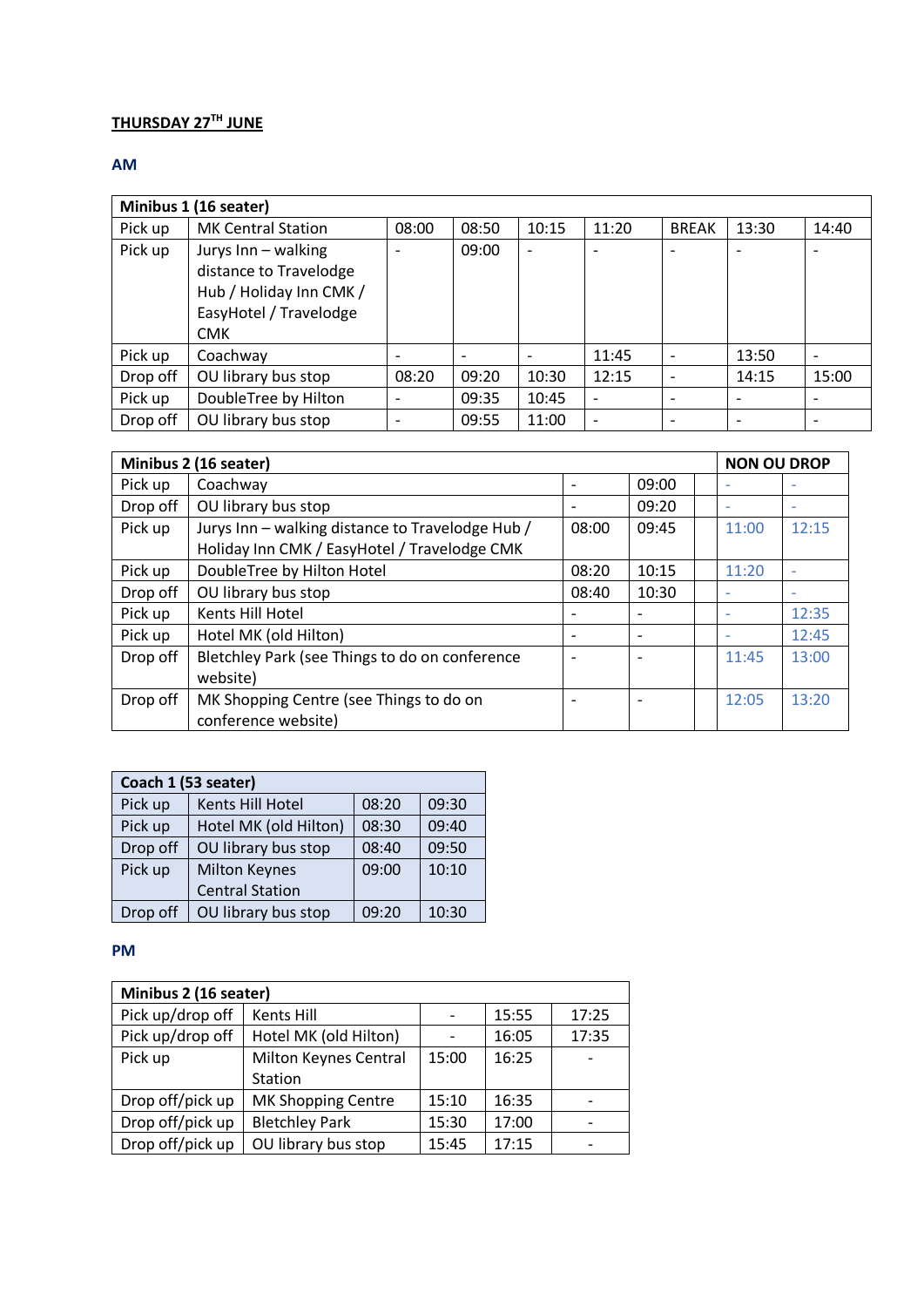**THURSDAY 27TH JUNE**

### AM

| Minibus 1 (16 seater) | | | | | | | | |
|---|---|---|---|---|---|---|---|---|
| Pick up | MK Central Station | 08:00 | 08:50 | 10:15 | 11:20 | BREAK | 13:30 | 14:40 |
| Pick up | Jurys Inn – walking distance to Travelodge Hub / Holiday Inn CMK / EasyHotel / Travelodge CMK | - | 09:00 | - | - | - | - | - |
| Pick up | Coachway | - | - | - | 11:45 | - | 13:50 | - |
| Drop off | OU library bus stop | 08:20 | 09:20 | 10:30 | 12:15 | - | 14:15 | 15:00 |
| Pick up | DoubleTree by Hilton | - | 09:35 | 10:45 | - | - | - | - |
| Drop off | OU library bus stop | - | 09:55 | 11:00 | - | - | - | - |

| Minibus 2 (16 seater) | | | | | NON OU DROP | |
|---|---|---|---|---|---|---|
| Pick up | Coachway | - | 09:00 | | - | - |
| Drop off | OU library bus stop | - | 09:20 | | - | - |
| Pick up | Jurys Inn – walking distance to Travelodge Hub / Holiday Inn CMK / EasyHotel / Travelodge CMK | 08:00 | 09:45 | | 11:00 | 12:15 |
| Pick up | DoubleTree by Hilton Hotel | 08:20 | 10:15 | | 11:20 | - |
| Drop off | OU library bus stop | 08:40 | 10:30 | | - | - |
| Pick up | Kents Hill Hotel | - | - | | - | 12:35 |
| Pick up | Hotel MK (old Hilton) | - | - | | - | 12:45 |
| Drop off | Bletchley Park (see Things to do on conference website) | - | - | | 11:45 | 13:00 |
| Drop off | MK Shopping Centre (see Things to do on conference website) | - | - | | 12:05 | 13:20 |

| Coach 1 (53 seater) | | | |
|---|---|---|---|
| Pick up | Kents Hill Hotel | 08:20 | 09:30 |
| Pick up | Hotel MK (old Hilton) | 08:30 | 09:40 |
| Drop off | OU library bus stop | 08:40 | 09:50 |
| Pick up | Milton Keynes Central Station | 09:00 | 10:10 |
| Drop off | OU library bus stop | 09:20 | 10:30 |

### PM

| Minibus 2 (16 seater) | | | | |
|---|---|---|---|---|
| Pick up/drop off | Kents Hill | - | 15:55 | 17:25 |
| Pick up/drop off | Hotel MK (old Hilton) | - | 16:05 | 17:35 |
| Pick up | Milton Keynes Central Station | 15:00 | 16:25 | - |
| Drop off/pick up | MK Shopping Centre | 15:10 | 16:35 | - |
| Drop off/pick up | Bletchley Park | 15:30 | 17:00 | - |
| Drop off/pick up | OU library bus stop | 15:45 | 17:15 | - |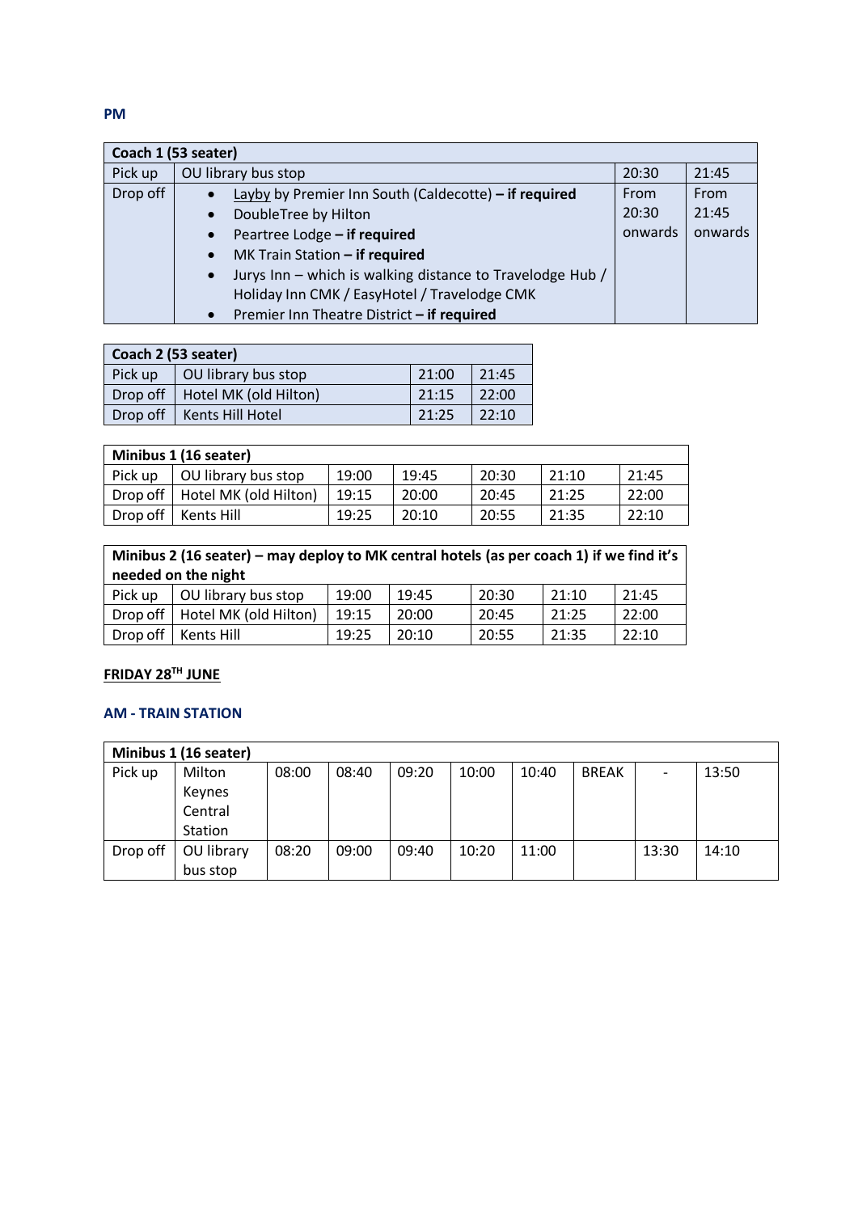### PM

| Coach 1 (53 seater) | | | |
|---|---|---|---|
| Pick up | OU library bus stop | 20:30 | 21:45 |
| Drop off | • Layby by Premier Inn South (Caldecotte) **– if required**<br>• DoubleTree by Hilton<br>• Peartree Lodge **– if required**<br>• MK Train Station **– if required**<br>• Jurys Inn – which is walking distance to Travelodge Hub / Holiday Inn CMK / EasyHotel / Travelodge CMK<br>• Premier Inn Theatre District **– if required** | From 20:30 onwards | From 21:45 onwards |

| Coach 2 (53 seater) | | | |
|---|---|---|---|
| Pick up | OU library bus stop | 21:00 | 21:45 |
| Drop off | Hotel MK (old Hilton) | 21:15 | 22:00 |
| Drop off | Kents Hill Hotel | 21:25 | 22:10 |

| Minibus 1 (16 seater) | | | | | | |
|---|---|---|---|---|---|---|
| Pick up | OU library bus stop | 19:00 | 19:45 | 20:30 | 21:10 | 21:45 |
| Drop off | Hotel MK (old Hilton) | 19:15 | 20:00 | 20:45 | 21:25 | 22:00 |
| Drop off | Kents Hill | 19:25 | 20:10 | 20:55 | 21:35 | 22:10 |

| Minibus 2 (16 seater) – may deploy to MK central hotels (as per coach 1) if we find it's needed on the night | | | | | | |
|---|---|---|---|---|---|---|
| Pick up | OU library bus stop | 19:00 | 19:45 | 20:30 | 21:10 | 21:45 |
| Drop off | Hotel MK (old Hilton) | 19:15 | 20:00 | 20:45 | 21:25 | 22:00 |
| Drop off | Kents Hill | 19:25 | 20:10 | 20:55 | 21:35 | 22:10 |

## FRIDAY 28TH JUNE

### AM - TRAIN STATION

| Minibus 1 (16 seater) | | | | | | | | | |
|---|---|---|---|---|---|---|---|---|---|
| Pick up | Milton Keynes Central Station | 08:00 | 08:40 | 09:20 | 10:00 | 10:40 | BREAK | - | 13:50 |
| Drop off | OU library bus stop | 08:20 | 09:00 | 09:40 | 10:20 | 11:00 | | 13:30 | 14:10 |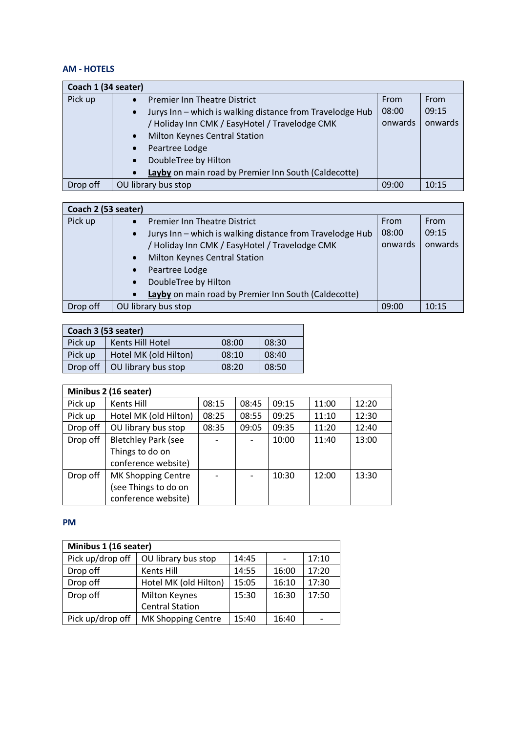### AM - HOTELS

| Coach 1 (34 seater) | | | |
|---|---|---|---|
| Pick up | • Premier Inn Theatre District<br>• Jurys Inn – which is walking distance from Travelodge Hub / Holiday Inn CMK / EasyHotel / Travelodge CMK<br>• Milton Keynes Central Station<br>• Peartree Lodge<br>• DoubleTree by Hilton<br>• **Layby** on main road by Premier Inn South (Caldecotte) | From 08:00 onwards | From 09:15 onwards |
| Drop off | OU library bus stop | 09:00 | 10:15 |

| Coach 2 (53 seater) | | | |
|---|---|---|---|
| Pick up | • Premier Inn Theatre District<br>• Jurys Inn – which is walking distance from Travelodge Hub / Holiday Inn CMK / EasyHotel / Travelodge CMK<br>• Milton Keynes Central Station<br>• Peartree Lodge<br>• DoubleTree by Hilton<br>• **Layby** on main road by Premier Inn South (Caldecotte) | From 08:00 onwards | From 09:15 onwards |
| Drop off | OU library bus stop | 09:00 | 10:15 |

| Coach 3 (53 seater) | | | |
|---|---|---|---|
| Pick up | Kents Hill Hotel | 08:00 | 08:30 |
| Pick up | Hotel MK (old Hilton) | 08:10 | 08:40 |
| Drop off | OU library bus stop | 08:20 | 08:50 |

| Minibus 2 (16 seater) | | | | | | |
|---|---|---|---|---|---|---|
| Pick up | Kents Hill | 08:15 | 08:45 | 09:15 | 11:00 | 12:20 |
| Pick up | Hotel MK (old Hilton) | 08:25 | 08:55 | 09:25 | 11:10 | 12:30 |
| Drop off | OU library bus stop | 08:35 | 09:05 | 09:35 | 11:20 | 12:40 |
| Drop off | Bletchley Park (see Things to do on conference website) | - | - | 10:00 | 11:40 | 13:00 |
| Drop off | MK Shopping Centre (see Things to do on conference website) | - | - | 10:30 | 12:00 | 13:30 |

### PM

| Minibus 1 (16 seater) | | | | |
|---|---|---|---|---|
| Pick up/drop off | OU library bus stop | 14:45 | - | 17:10 |
| Drop off | Kents Hill | 14:55 | 16:00 | 17:20 |
| Drop off | Hotel MK (old Hilton) | 15:05 | 16:10 | 17:30 |
| Drop off | Milton Keynes Central Station | 15:30 | 16:30 | 17:50 |
| Pick up/drop off | MK Shopping Centre | 15:40 | 16:40 | - |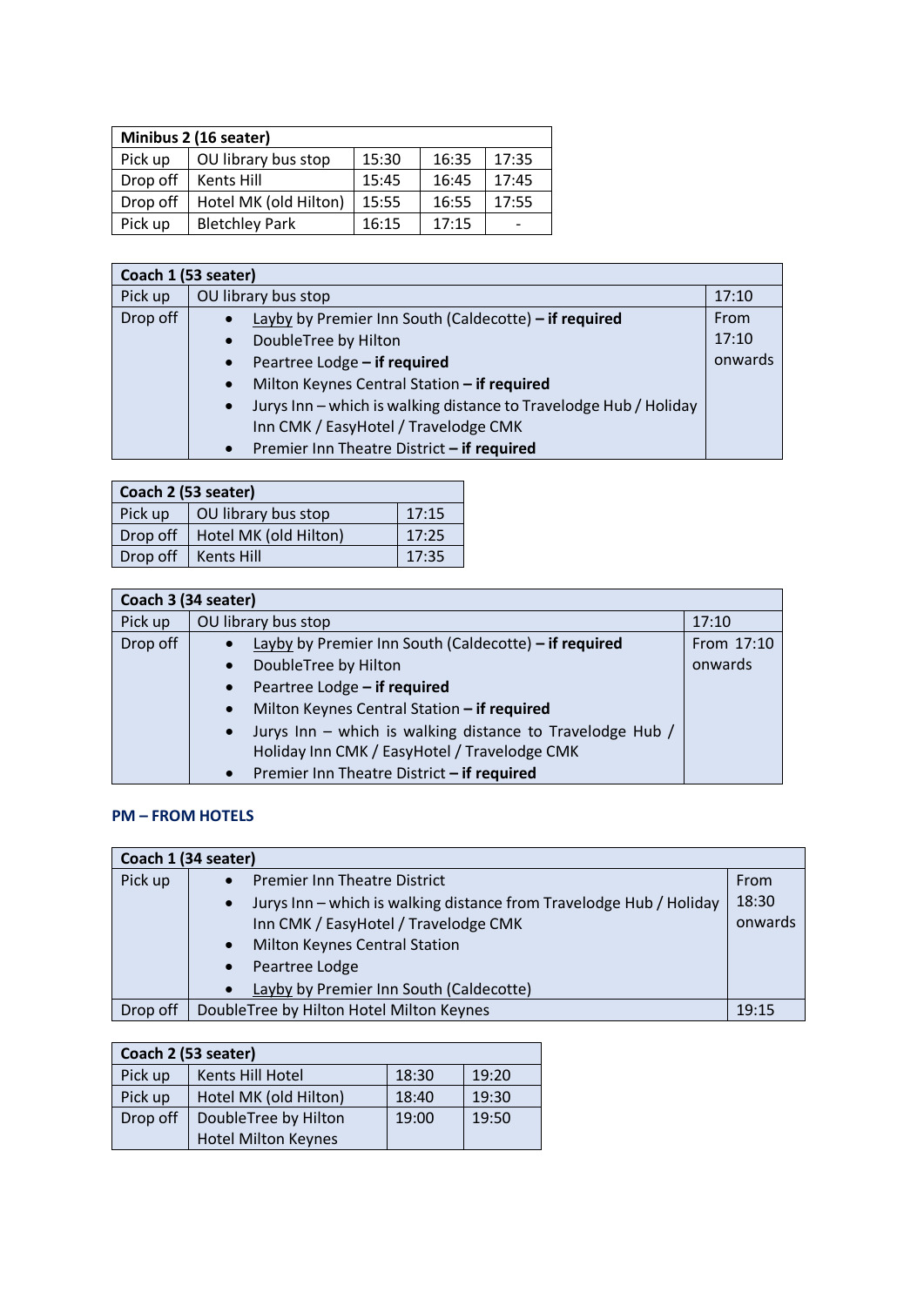| Minibus 2 (16 seater) | | | | |
|---|---|---|---|---|
| Pick up | OU library bus stop | 15:30 | 16:35 | 17:35 |
| Drop off | Kents Hill | 15:45 | 16:45 | 17:45 |
| Drop off | Hotel MK (old Hilton) | 15:55 | 16:55 | 17:55 |
| Pick up | Bletchley Park | 16:15 | 17:15 | - |

| Coach 1 (53 seater) | | |
|---|---|---|
| Pick up | OU library bus stop | 17:10 |
| Drop off | • Layby by Premier Inn South (Caldecotte) – **if required**<br>• DoubleTree by Hilton<br>• Peartree Lodge – **if required**<br>• Milton Keynes Central Station – **if required**<br>• Jurys Inn – which is walking distance to Travelodge Hub / Holiday Inn CMK / EasyHotel / Travelodge CMK<br>• Premier Inn Theatre District – **if required** | From 17:10 onwards |

| Coach 2 (53 seater) | | |
|---|---|---|
| Pick up | OU library bus stop | 17:15 |
| Drop off | Hotel MK (old Hilton) | 17:25 |
| Drop off | Kents Hill | 17:35 |

| Coach 3 (34 seater) | | |
|---|---|---|
| Pick up | OU library bus stop | 17:10 |
| Drop off | • Layby by Premier Inn South (Caldecotte) – **if required**<br>• DoubleTree by Hilton<br>• Peartree Lodge – **if required**<br>• Milton Keynes Central Station – **if required**<br>• Jurys Inn – which is walking distance to Travelodge Hub / Holiday Inn CMK / EasyHotel / Travelodge CMK<br>• Premier Inn Theatre District – **if required** | From 17:10 onwards |

### PM – FROM HOTELS

| Coach 1 (34 seater) | | |
|---|---|---|
| Pick up | • Premier Inn Theatre District<br>• Jurys Inn – which is walking distance from Travelodge Hub / Holiday Inn CMK / EasyHotel / Travelodge CMK<br>• Milton Keynes Central Station<br>• Peartree Lodge<br>• Layby by Premier Inn South (Caldecotte) | From 18:30 onwards |
| Drop off | DoubleTree by Hilton Hotel Milton Keynes | 19:15 |

| Coach 2 (53 seater) | | | |
|---|---|---|---|
| Pick up | Kents Hill Hotel | 18:30 | 19:20 |
| Pick up | Hotel MK (old Hilton) | 18:40 | 19:30 |
| Drop off | DoubleTree by Hilton Hotel Milton Keynes | 19:00 | 19:50 |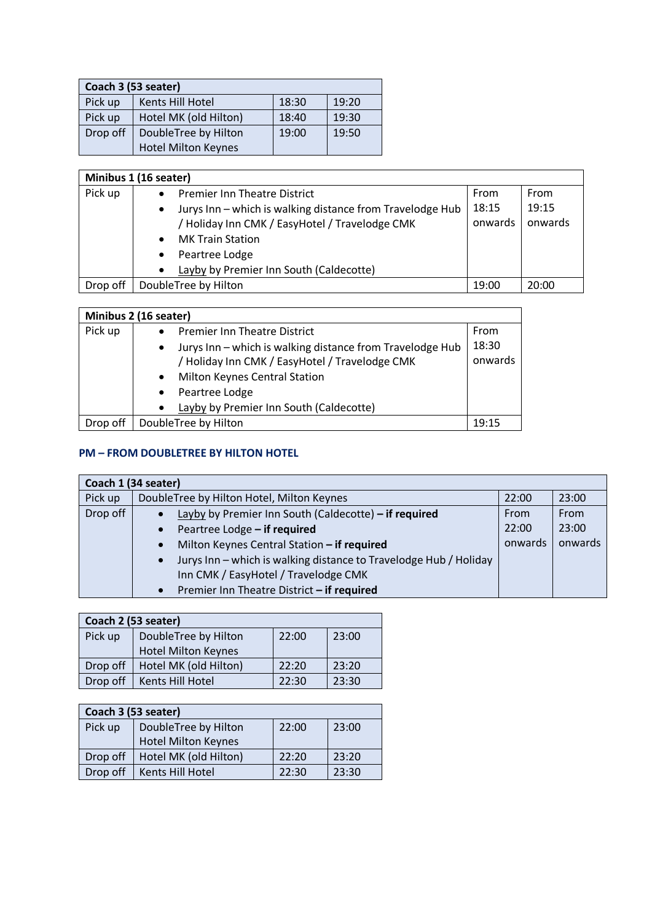| Coach 3 (53 seater) | | | |
|---|---|---|---|
| Pick up | Kents Hill Hotel | 18:30 | 19:20 |
| Pick up | Hotel MK (old Hilton) | 18:40 | 19:30 |
| Drop off | DoubleTree by Hilton Hotel Milton Keynes | 19:00 | 19:50 |

| Minibus 1 (16 seater) | | | |
|---|---|---|---|
| Pick up | • Premier Inn Theatre District<br>• Jurys Inn – which is walking distance from Travelodge Hub / Holiday Inn CMK / EasyHotel / Travelodge CMK<br>• MK Train Station<br>• Peartree Lodge<br>• Layby by Premier Inn South (Caldecotte) | From 18:15 onwards | From 19:15 onwards |
| Drop off | DoubleTree by Hilton | 19:00 | 20:00 |

| Minibus 2 (16 seater) | | |
|---|---|---|
| Pick up | • Premier Inn Theatre District<br>• Jurys Inn – which is walking distance from Travelodge Hub / Holiday Inn CMK / EasyHotel / Travelodge CMK<br>• Milton Keynes Central Station<br>• Peartree Lodge<br>• Layby by Premier Inn South (Caldecotte) | From 18:30 onwards |
| Drop off | DoubleTree by Hilton | 19:15 |

## PM – FROM DOUBLETREE BY HILTON HOTEL

| Coach 1 (34 seater) | | | |
|---|---|---|---|
| Pick up | DoubleTree by Hilton Hotel, Milton Keynes | 22:00 | 23:00 |
| Drop off | • Layby by Premier Inn South (Caldecotte) **– if required**<br>• Peartree Lodge **– if required**<br>• Milton Keynes Central Station **– if required**<br>• Jurys Inn – which is walking distance to Travelodge Hub / Holiday Inn CMK / EasyHotel / Travelodge CMK<br>• Premier Inn Theatre District **– if required** | From 22:00 onwards | From 23:00 onwards |

| Coach 2 (53 seater) | | | |
|---|---|---|---|
| Pick up | DoubleTree by Hilton Hotel Milton Keynes | 22:00 | 23:00 |
| Drop off | Hotel MK (old Hilton) | 22:20 | 23:20 |
| Drop off | Kents Hill Hotel | 22:30 | 23:30 |

| Coach 3 (53 seater) | | | |
|---|---|---|---|
| Pick up | DoubleTree by Hilton Hotel Milton Keynes | 22:00 | 23:00 |
| Drop off | Hotel MK (old Hilton) | 22:20 | 23:20 |
| Drop off | Kents Hill Hotel | 22:30 | 23:30 |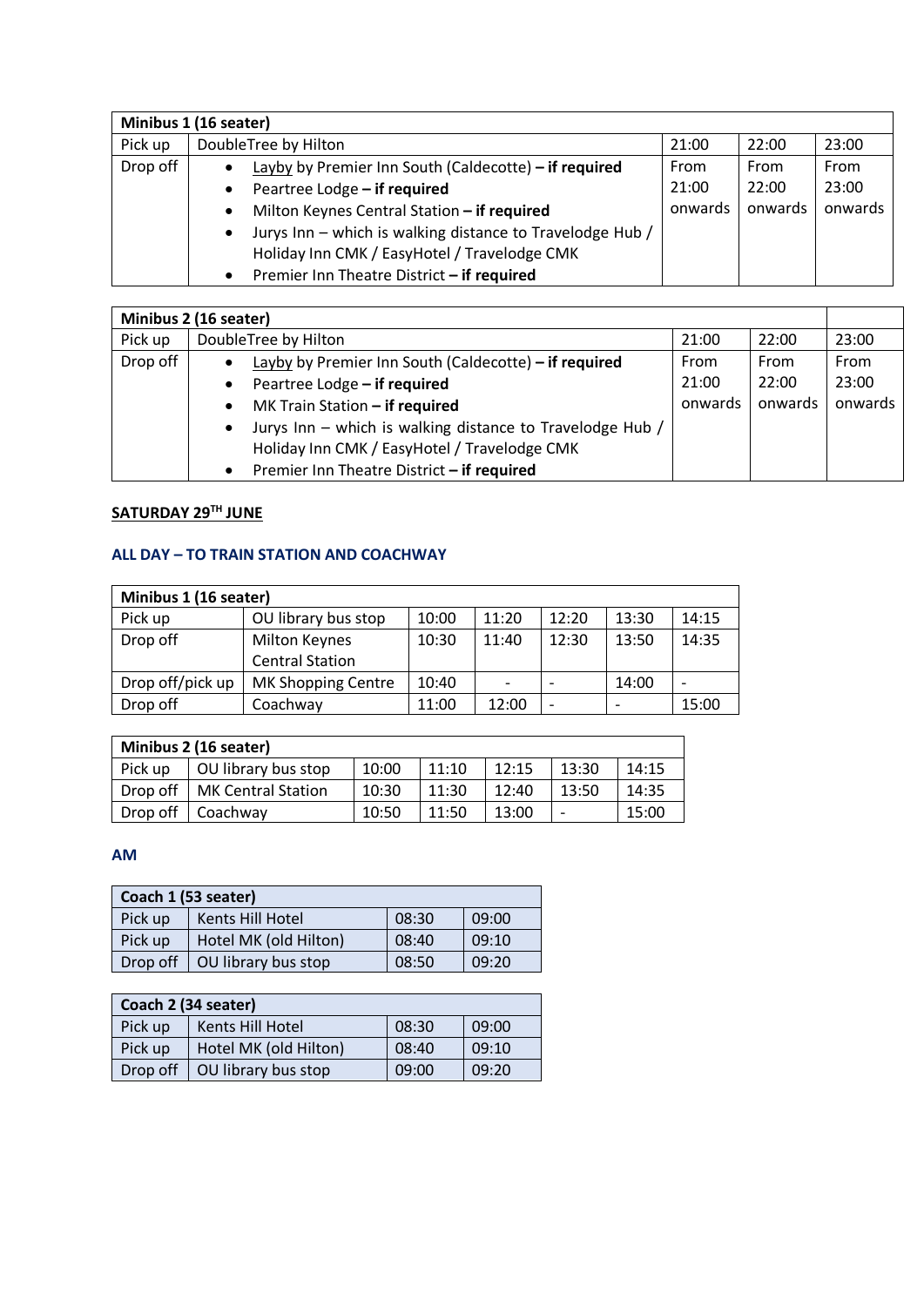| Minibus 1 (16 seater) | | | | |
|---|---|---|---|---|
| Pick up | DoubleTree by Hilton | 21:00 | 22:00 | 23:00 |
| Drop off | • Layby by Premier Inn South (Caldecotte) **– if required**<br>• Peartree Lodge **– if required**<br>• Milton Keynes Central Station **– if required**<br>• Jurys Inn – which is walking distance to Travelodge Hub / Holiday Inn CMK / EasyHotel / Travelodge CMK<br>• Premier Inn Theatre District **– if required** | From 21:00 onwards | From 22:00 onwards | From 23:00 onwards |

| Minibus 2 (16 seater) | | | | |
|---|---|---|---|---|
| Pick up | DoubleTree by Hilton | 21:00 | 22:00 | 23:00 |
| Drop off | • Layby by Premier Inn South (Caldecotte) **– if required**<br>• Peartree Lodge **– if required**<br>• MK Train Station **– if required**<br>• Jurys Inn – which is walking distance to Travelodge Hub / Holiday Inn CMK / EasyHotel / Travelodge CMK<br>• Premier Inn Theatre District **– if required** | From 21:00 onwards | From 22:00 onwards | From 23:00 onwards |

**SATURDAY 29TH JUNE**

### ALL DAY – TO TRAIN STATION AND COACHWAY

| Minibus 1 (16 seater) | | | | | | |
|---|---|---|---|---|---|---|
| Pick up | OU library bus stop | 10:00 | 11:20 | 12:20 | 13:30 | 14:15 |
| Drop off | Milton Keynes Central Station | 10:30 | 11:40 | 12:30 | 13:50 | 14:35 |
| Drop off/pick up | MK Shopping Centre | 10:40 | - | - | 14:00 | - |
| Drop off | Coachway | 11:00 | 12:00 | - | - | 15:00 |

| Minibus 2 (16 seater) | | | | | | |
|---|---|---|---|---|---|---|
| Pick up | OU library bus stop | 10:00 | 11:10 | 12:15 | 13:30 | 14:15 |
| Drop off | MK Central Station | 10:30 | 11:30 | 12:40 | 13:50 | 14:35 |
| Drop off | Coachway | 10:50 | 11:50 | 13:00 | - | 15:00 |

### AM

| Coach 1 (53 seater) | | | |
|---|---|---|---|
| Pick up | Kents Hill Hotel | 08:30 | 09:00 |
| Pick up | Hotel MK (old Hilton) | 08:40 | 09:10 |
| Drop off | OU library bus stop | 08:50 | 09:20 |

| Coach 2 (34 seater) | | | |
|---|---|---|---|
| Pick up | Kents Hill Hotel | 08:30 | 09:00 |
| Pick up | Hotel MK (old Hilton) | 08:40 | 09:10 |
| Drop off | OU library bus stop | 09:00 | 09:20 |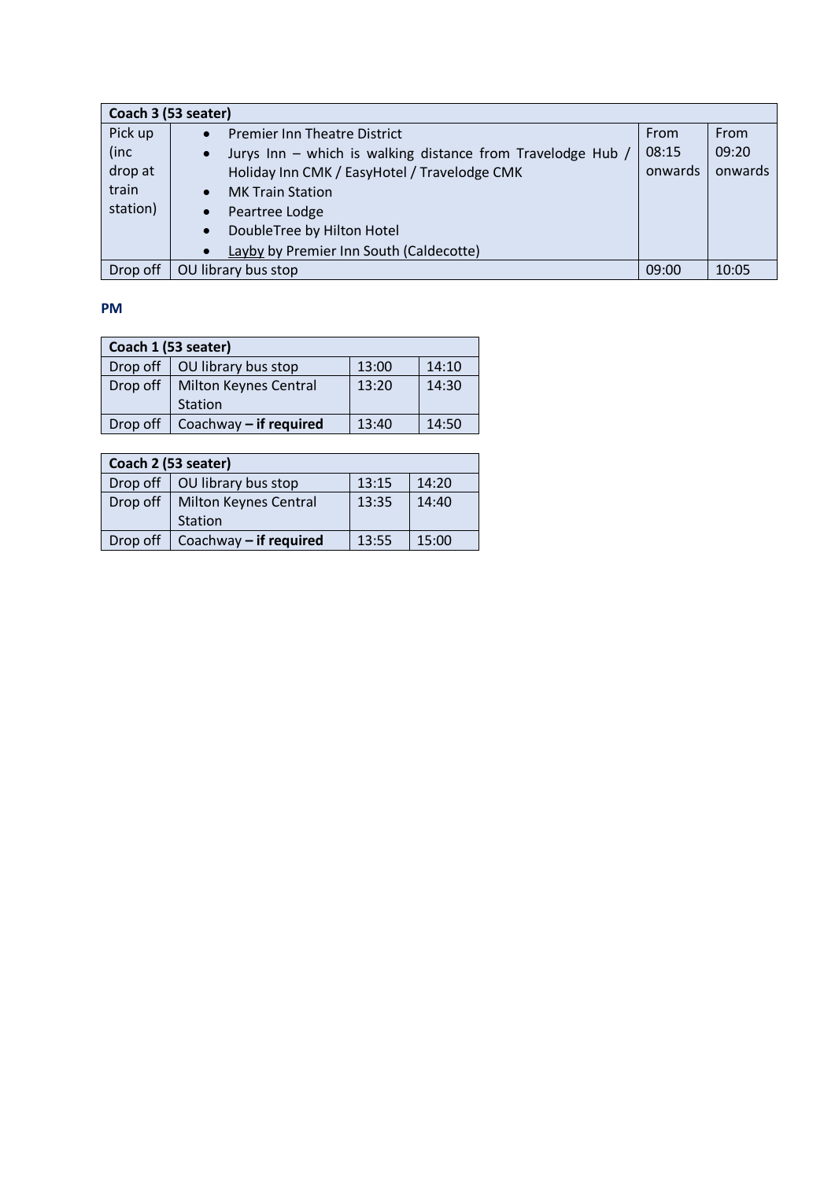| Coach 3 (53 seater) | | | |
|---|---|---|---|
| Pick up (inc drop at train station) | • Premier Inn Theatre District<br>• Jurys Inn – which is walking distance from Travelodge Hub / Holiday Inn CMK / EasyHotel / Travelodge CMK<br>• MK Train Station<br>• Peartree Lodge<br>• DoubleTree by Hilton Hotel<br>• Layby by Premier Inn South (Caldecotte) | From 08:15 onwards | From 09:20 onwards |
| Drop off | OU library bus stop | 09:00 | 10:05 |

**PM**

| Coach 1 (53 seater) | | | |
|---|---|---|---|
| Drop off | OU library bus stop | 13:00 | 14:10 |
| Drop off | Milton Keynes Central Station | 13:20 | 14:30 |
| Drop off | Coachway **– if required** | 13:40 | 14:50 |

| Coach 2 (53 seater) | | | |
|---|---|---|---|
| Drop off | OU library bus stop | 13:15 | 14:20 |
| Drop off | Milton Keynes Central Station | 13:35 | 14:40 |
| Drop off | Coachway **– if required** | 13:55 | 15:00 |